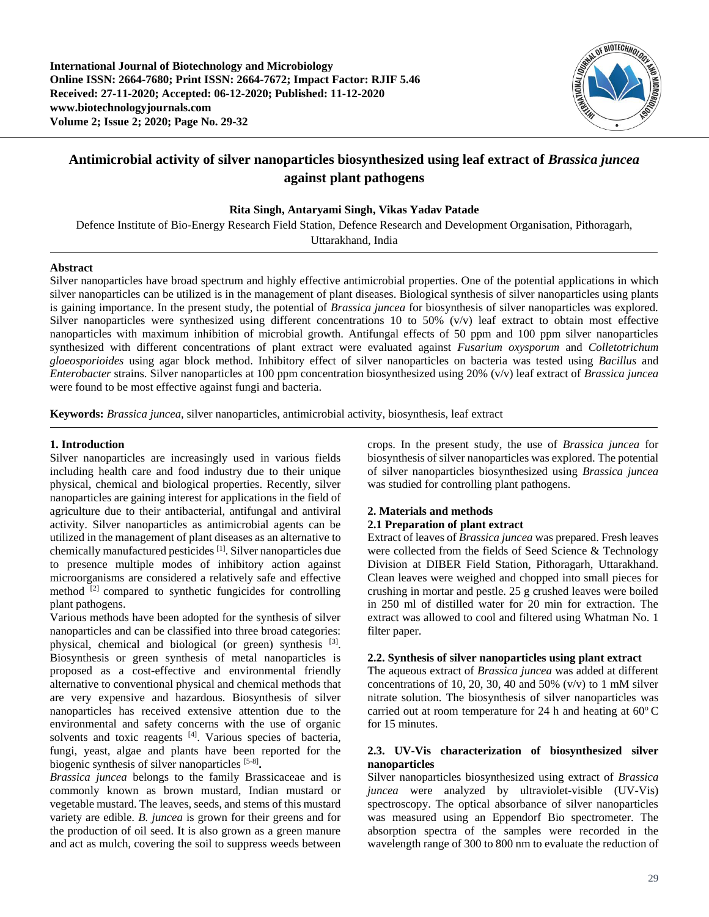# Antimicrobial activity of silver nanoparticles biosynthesized using leaf extract of *Brassica juncea* against plant pathogens

**Rita Singh, Antaryami Singh, Vikas Yadav Patade**

Defence Institute of Bio-Energy Research Field Station, Defence Research and Development Organisation, Pithoragarh, Uttarakhand, India

---

**Abstract**

Silver nanoparticles have broad spectrum and highly effective antimicrobial properties. One of the potential applications in which silver nanoparticles can be utilized is in the management of plant diseases. Biological synthesis of silver nanoparticles using plants is gaining importance. In the present study, the potential of *Brassica juncea* for biosynthesis of silver nanoparticles was explored. Silver nanoparticles were synthesized using different concentrations 10 to 50% (v/v) leaf extract to obtain most effective nanoparticles with maximum inhibition of microbial growth. Antifungal effects of 50 ppm and 100 ppm silver nanoparticles synthesized with different concentrations of plant extract were evaluated against *Fusarium oxysporum* and *Colletotrichum gloeosporioides* using agar block method. Inhibitory effect of silver nanoparticles on bacteria was tested using *Bacillus* and *Enterobacter* strains. Silver nanoparticles at 100 ppm concentration biosynthesized using 20% (v/v) leaf extract of *Brassica juncea* were found to be most effective against fungi and bacteria.

**Keywords:** *Brassica juncea*, silver nanoparticles, antimicrobial activity, biosynthesis, leaf extract

---

## 1. Introduction

Silver nanoparticles are increasingly used in various fields including health care and food industry due to their unique physical, chemical and biological properties. Recently, silver nanoparticles are gaining interest for applications in the field of agriculture due to their antibacterial, antifungal and antiviral activity. Silver nanoparticles as antimicrobial agents can be utilized in the management of plant diseases as an alternative to chemically manufactured pesticides [1]. Silver nanoparticles due to presence multiple modes of inhibitory action against microorganisms are considered a relatively safe and effective method [2] compared to synthetic fungicides for controlling plant pathogens.

Various methods have been adopted for the synthesis of silver nanoparticles and can be classified into three broad categories: physical, chemical and biological (or green) synthesis [3]. Biosynthesis or green synthesis of metal nanoparticles is proposed as a cost-effective and environmental friendly alternative to conventional physical and chemical methods that are very expensive and hazardous. Biosynthesis of silver nanoparticles has received extensive attention due to the environmental and safety concerns with the use of organic solvents and toxic reagents [4]. Various species of bacteria, fungi, yeast, algae and plants have been reported for the biogenic synthesis of silver nanoparticles [5-8].

*Brassica juncea* belongs to the family Brassicaceae and is commonly known as brown mustard, Indian mustard or vegetable mustard. The leaves, seeds, and stems of this mustard variety are edible. *B. juncea* is grown for their greens and for the production of oil seed. It is also grown as a green manure and act as mulch, covering the soil to suppress weeds between crops. In the present study, the use of *Brassica juncea* for biosynthesis of silver nanoparticles was explored. The potential of silver nanoparticles biosynthesized using *Brassica juncea* was studied for controlling plant pathogens.

## 2. Materials and methods

### 2.1 Preparation of plant extract

Extract of leaves of *Brassica juncea* was prepared. Fresh leaves were collected from the fields of Seed Science & Technology Division at DIBER Field Station, Pithoragarh, Uttarakhand. Clean leaves were weighed and chopped into small pieces for crushing in mortar and pestle. 25 g crushed leaves were boiled in 250 ml of distilled water for 20 min for extraction. The extract was allowed to cool and filtered using Whatman No. 1 filter paper.

### 2.2. Synthesis of silver nanoparticles using plant extract

The aqueous extract of *Brassica juncea* was added at different concentrations of 10, 20, 30, 40 and 50% (v/v) to 1 mM silver nitrate solution. The biosynthesis of silver nanoparticles was carried out at room temperature for 24 h and heating at 60° C for 15 minutes.

### 2.3. UV-Vis characterization of biosynthesized silver nanoparticles

Silver nanoparticles biosynthesized using extract of *Brassica juncea* were analyzed by ultraviolet-visible (UV-Vis) spectroscopy. The optical absorbance of silver nanoparticles was measured using an Eppendorf Bio spectrometer. The absorption spectra of the samples were recorded in the wavelength range of 300 to 800 nm to evaluate the reduction of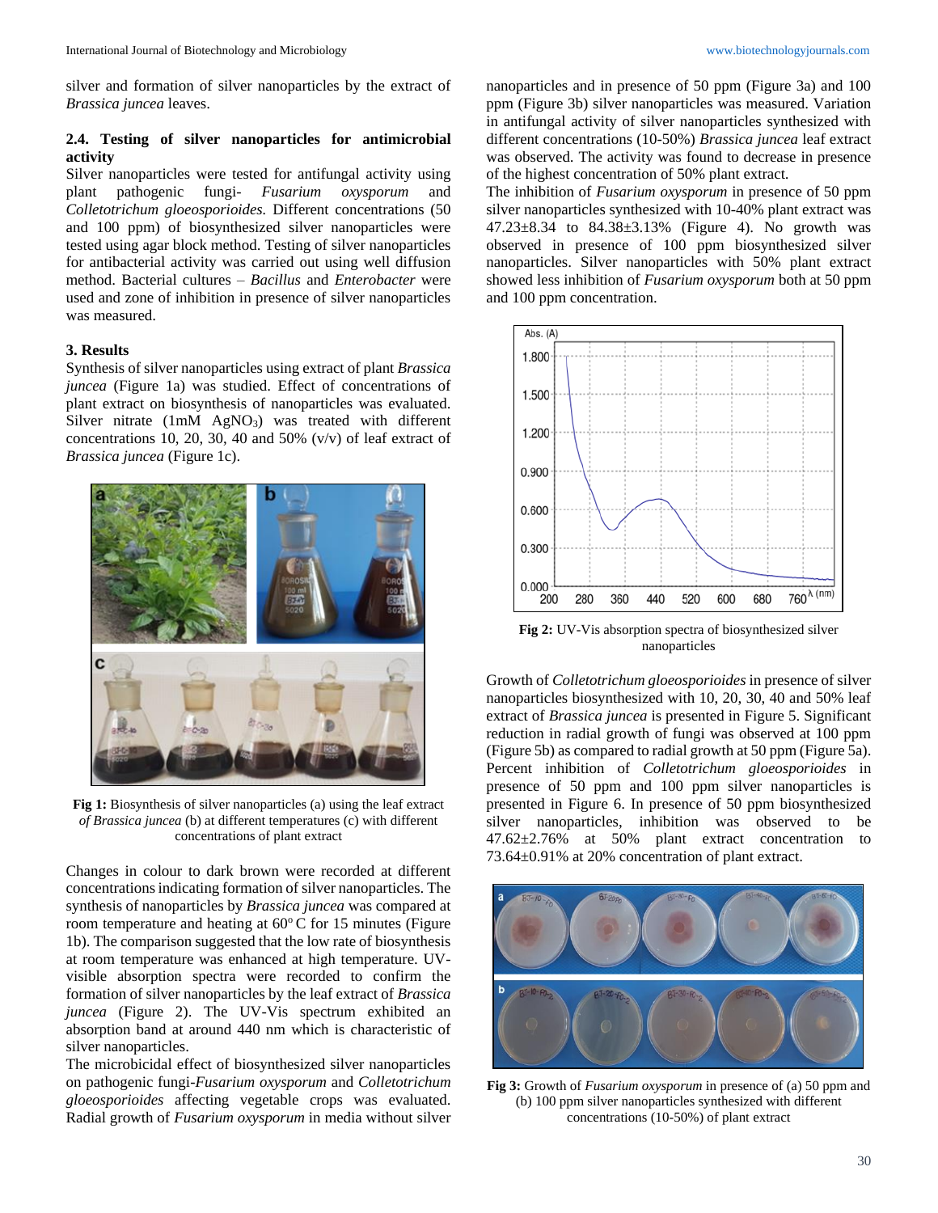silver and formation of silver nanoparticles by the extract of *Brassica juncea* leaves.

### 2.4. Testing of silver nanoparticles for antimicrobial activity

Silver nanoparticles were tested for antifungal activity using plant pathogenic fungi- *Fusarium oxysporum* and *Colletotrichum gloeosporioides.* Different concentrations (50 and 100 ppm) of biosynthesized silver nanoparticles were tested using agar block method. Testing of silver nanoparticles for antibacterial activity was carried out using well diffusion method. Bacterial cultures – *Bacillus* and *Enterobacter* were used and zone of inhibition in presence of silver nanoparticles was measured.

## 3. Results

Synthesis of silver nanoparticles using extract of plant *Brassica juncea* (Figure 1a) was studied. Effect of concentrations of plant extract on biosynthesis of nanoparticles was evaluated. Silver nitrate (1mM $AgNO_3$) was treated with different concentrations 10, 20, 30, 40 and 50% (v/v) of leaf extract of *Brassica juncea* (Figure 1c).

**Fig 1:** Biosynthesis of silver nanoparticles (a) using the leaf extract *of Brassica juncea* (b) at different temperatures (c) with different concentrations of plant extract

Changes in colour to dark brown were recorded at different concentrations indicating formation of silver nanoparticles. The synthesis of nanoparticles by *Brassica juncea* was compared at room temperature and heating at 60° C for 15 minutes (Figure 1b). The comparison suggested that the low rate of biosynthesis at room temperature was enhanced at high temperature. UV-visible absorption spectra were recorded to confirm the formation of silver nanoparticles by the leaf extract of *Brassica juncea* (Figure 2). The UV-Vis spectrum exhibited an absorption band at around 440 nm which is characteristic of silver nanoparticles.

The microbicidal effect of biosynthesized silver nanoparticles on pathogenic fungi-*Fusarium oxysporum* and *Colletotrichum gloeosporioides* affecting vegetable crops was evaluated. Radial growth of *Fusarium oxysporum* in media without silver nanoparticles and in presence of 50 ppm (Figure 3a) and 100 ppm (Figure 3b) silver nanoparticles was measured. Variation in antifungal activity of silver nanoparticles synthesized with different concentrations (10-50%) *Brassica juncea* leaf extract was observed. The activity was found to decrease in presence of the highest concentration of 50% plant extract.

The inhibition of *Fusarium oxysporum* in presence of 50 ppm silver nanoparticles synthesized with 10-40% plant extract was 47.23±8.34 to 84.38±3.13% (Figure 4). No growth was observed in presence of 100 ppm biosynthesized silver nanoparticles. Silver nanoparticles with 50% plant extract showed less inhibition of *Fusarium oxysporum* both at 50 ppm and 100 ppm concentration.

**Fig 2:** UV-Vis absorption spectra of biosynthesized silver nanoparticles

Growth of *Colletotrichum gloeosporioides* in presence of silver nanoparticles biosynthesized with 10, 20, 30, 40 and 50% leaf extract of *Brassica juncea* is presented in Figure 5. Significant reduction in radial growth of fungi was observed at 100 ppm (Figure 5b) as compared to radial growth at 50 ppm (Figure 5a). Percent inhibition of *Colletotrichum gloeosporioides* in presence of 50 ppm and 100 ppm silver nanoparticles is presented in Figure 6. In presence of 50 ppm biosynthesized silver nanoparticles, inhibition was observed to be 47.62±2.76% at 50% plant extract concentration to 73.64±0.91% at 20% concentration of plant extract.

**Fig 3:** Growth of *Fusarium oxysporum* in presence of (a) 50 ppm and (b) 100 ppm silver nanoparticles synthesized with different concentrations (10-50%) of plant extract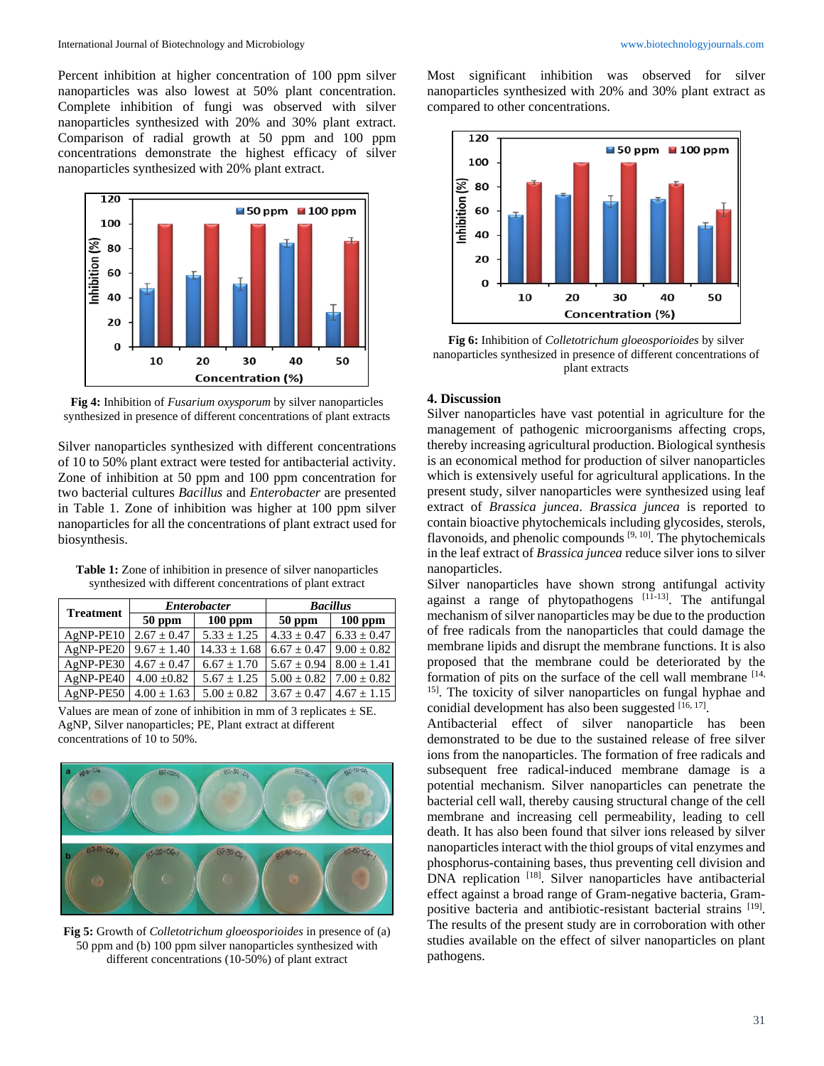Percent inhibition at higher concentration of 100 ppm silver nanoparticles was also lowest at 50% plant concentration. Complete inhibition of fungi was observed with silver nanoparticles synthesized with 20% and 30% plant extract. Comparison of radial growth at 50 ppm and 100 ppm concentrations demonstrate the highest efficacy of silver nanoparticles synthesized with 20% plant extract.

**Fig 4:** Inhibition of *Fusarium oxysporum* by silver nanoparticles synthesized in presence of different concentrations of plant extracts

Silver nanoparticles synthesized with different concentrations of 10 to 50% plant extract were tested for antibacterial activity. Zone of inhibition at 50 ppm and 100 ppm concentration for two bacterial cultures *Bacillus* and *Enterobacter* are presented in Table 1. Zone of inhibition was higher at 100 ppm silver nanoparticles for all the concentrations of plant extract used for biosynthesis.

**Table 1:** Zone of inhibition in presence of silver nanoparticles synthesized with different concentrations of plant extract

| Treatment | *Enterobacter* | | *Bacillus* | |
|---|---|---|---|---|
| | 50 ppm | 100 ppm | 50 ppm | 100 ppm |
| AgNP-PE10 | 2.67 ± 0.47 | 5.33 ± 1.25 | 4.33 ± 0.47 | 6.33 ± 0.47 |
| AgNP-PE20 | 9.67 ± 1.40 | 14.33 ± 1.68 | 6.67 ± 0.47 | 9.00 ± 0.82 |
| AgNP-PE30 | 4.67 ± 0.47 | 6.67 ± 1.70 | 5.67 ± 0.94 | 8.00 ± 1.41 |
| AgNP-PE40 | 4.00 ±0.82 | 5.67 ± 1.25 | 5.00 ± 0.82 | 7.00 ± 0.82 |
| AgNP-PE50 | 4.00 ± 1.63 | 5.00 ± 0.82 | 3.67 ± 0.47 | 4.67 ± 1.15 |

Values are mean of zone of inhibition in mm of 3 replicates ± SE. AgNP, Silver nanoparticles; PE, Plant extract at different concentrations of 10 to 50%.

**Fig 5:** Growth of *Colletotrichum gloeosporioides* in presence of (a) 50 ppm and (b) 100 ppm silver nanoparticles synthesized with different concentrations (10-50%) of plant extract

Most significant inhibition was observed for silver nanoparticles synthesized with 20% and 30% plant extract as compared to other concentrations.

**Fig 6:** Inhibition of *Colletotrichum gloeosporioides* by silver nanoparticles synthesized in presence of different concentrations of plant extracts

## 4. Discussion

Silver nanoparticles have vast potential in agriculture for the management of pathogenic microorganisms affecting crops, thereby increasing agricultural production. Biological synthesis is an economical method for production of silver nanoparticles which is extensively useful for agricultural applications. In the present study, silver nanoparticles were synthesized using leaf extract of *Brassica juncea*. *Brassica juncea* is reported to contain bioactive phytochemicals including glycosides, sterols, flavonoids, and phenolic compounds [9, 10]. The phytochemicals in the leaf extract of *Brassica juncea* reduce silver ions to silver nanoparticles.

Silver nanoparticles have shown strong antifungal activity against a range of phytopathogens [11-13]. The antifungal mechanism of silver nanoparticles may be due to the production of free radicals from the nanoparticles that could damage the membrane lipids and disrupt the membrane functions. It is also proposed that the membrane could be deteriorated by the formation of pits on the surface of the cell wall membrane [14, 15]. The toxicity of silver nanoparticles on fungal hyphae and conidial development has also been suggested [16, 17].

Antibacterial effect of silver nanoparticle has been demonstrated to be due to the sustained release of free silver ions from the nanoparticles. The formation of free radicals and subsequent free radical-induced membrane damage is a potential mechanism. Silver nanoparticles can penetrate the bacterial cell wall, thereby causing structural change of the cell membrane and increasing cell permeability, leading to cell death. It has also been found that silver ions released by silver nanoparticles interact with the thiol groups of vital enzymes and phosphorus-containing bases, thus preventing cell division and DNA replication [18]. Silver nanoparticles have antibacterial effect against a broad range of Gram-negative bacteria, Gram-positive bacteria and antibiotic-resistant bacterial strains [19]. The results of the present study are in corroboration with other studies available on the effect of silver nanoparticles on plant pathogens.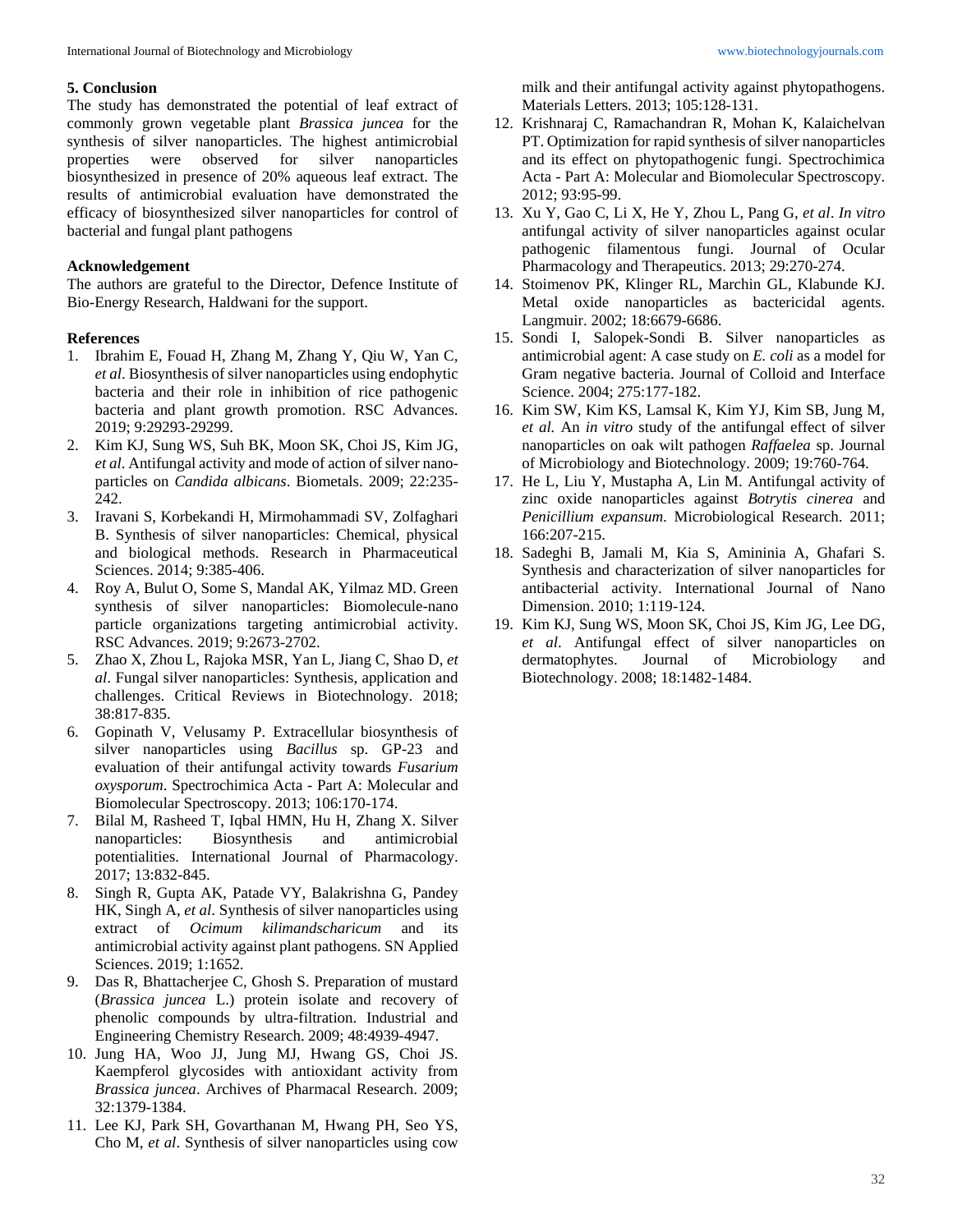## 5. Conclusion

The study has demonstrated the potential of leaf extract of commonly grown vegetable plant *Brassica juncea* for the synthesis of silver nanoparticles. The highest antimicrobial properties were observed for silver nanoparticles biosynthesized in presence of 20% aqueous leaf extract. The results of antimicrobial evaluation have demonstrated the efficacy of biosynthesized silver nanoparticles for control of bacterial and fungal plant pathogens

## Acknowledgement

The authors are grateful to the Director, Defence Institute of Bio-Energy Research, Haldwani for the support.

## References

1. Ibrahim E, Fouad H, Zhang M, Zhang Y, Qiu W, Yan C, *et al*. Biosynthesis of silver nanoparticles using endophytic bacteria and their role in inhibition of rice pathogenic bacteria and plant growth promotion. RSC Advances. 2019; 9:29293-29299.
2. Kim KJ, Sung WS, Suh BK, Moon SK, Choi JS, Kim JG, *et al*. Antifungal activity and mode of action of silver nano-particles on *Candida albicans*. Biometals. 2009; 22:235-242.
3. Iravani S, Korbekandi H, Mirmohammadi SV, Zolfaghari B. Synthesis of silver nanoparticles: Chemical, physical and biological methods. Research in Pharmaceutical Sciences. 2014; 9:385-406.
4. Roy A, Bulut O, Some S, Mandal AK, Yilmaz MD. Green synthesis of silver nanoparticles: Biomolecule-nano particle organizations targeting antimicrobial activity. RSC Advances. 2019; 9:2673-2702.
5. Zhao X, Zhou L, Rajoka MSR, Yan L, Jiang C, Shao D, *et al*. Fungal silver nanoparticles: Synthesis, application and challenges. Critical Reviews in Biotechnology. 2018; 38:817-835.
6. Gopinath V, Velusamy P. Extracellular biosynthesis of silver nanoparticles using *Bacillus* sp. GP-23 and evaluation of their antifungal activity towards *Fusarium oxysporum*. Spectrochimica Acta - Part A: Molecular and Biomolecular Spectroscopy. 2013; 106:170-174.
7. Bilal M, Rasheed T, Iqbal HMN, Hu H, Zhang X. Silver nanoparticles: Biosynthesis and antimicrobial potentialities. International Journal of Pharmacology. 2017; 13:832-845.
8. Singh R, Gupta AK, Patade VY, Balakrishna G, Pandey HK, Singh A, *et al*. Synthesis of silver nanoparticles using extract of *Ocimum kilimandscharicum* and its antimicrobial activity against plant pathogens. SN Applied Sciences. 2019; 1:1652.
9. Das R, Bhattacherjee C, Ghosh S. Preparation of mustard (*Brassica juncea* L.) protein isolate and recovery of phenolic compounds by ultra-filtration. Industrial and Engineering Chemistry Research. 2009; 48:4939-4947.
10. Jung HA, Woo JJ, Jung MJ, Hwang GS, Choi JS. Kaempferol glycosides with antioxidant activity from *Brassica juncea*. Archives of Pharmacal Research. 2009; 32:1379-1384.
11. Lee KJ, Park SH, Govarthanan M, Hwang PH, Seo YS, Cho M, *et al*. Synthesis of silver nanoparticles using cow milk and their antifungal activity against phytopathogens. Materials Letters. 2013; 105:128-131.
12. Krishnaraj C, Ramachandran R, Mohan K, Kalaichelvan PT. Optimization for rapid synthesis of silver nanoparticles and its effect on phytopathogenic fungi. Spectrochimica Acta - Part A: Molecular and Biomolecular Spectroscopy. 2012; 93:95-99.
13. Xu Y, Gao C, Li X, He Y, Zhou L, Pang G, *et al*. *In vitro* antifungal activity of silver nanoparticles against ocular pathogenic filamentous fungi. Journal of Ocular Pharmacology and Therapeutics. 2013; 29:270-274.
14. Stoimenov PK, Klinger RL, Marchin GL, Klabunde KJ. Metal oxide nanoparticles as bactericidal agents. Langmuir. 2002; 18:6679-6686.
15. Sondi I, Salopek-Sondi B. Silver nanoparticles as antimicrobial agent: A case study on *E. coli* as a model for Gram negative bacteria. Journal of Colloid and Interface Science. 2004; 275:177-182.
16. Kim SW, Kim KS, Lamsal K, Kim YJ, Kim SB, Jung M, *et al.* An *in vitro* study of the antifungal effect of silver nanoparticles on oak wilt pathogen *Raffaelea* sp. Journal of Microbiology and Biotechnology. 2009; 19:760-764.
17. He L, Liu Y, Mustapha A, Lin M. Antifungal activity of zinc oxide nanoparticles against *Botrytis cinerea* and *Penicillium expansum.* Microbiological Research. 2011; 166:207-215.
18. Sadeghi B, Jamali M, Kia S, Amininia A, Ghafari S. Synthesis and characterization of silver nanoparticles for antibacterial activity. International Journal of Nano Dimension. 2010; 1:119-124.
19. Kim KJ, Sung WS, Moon SK, Choi JS, Kim JG, Lee DG, *et al*. Antifungal effect of silver nanoparticles on dermatophytes. Journal of Microbiology and Biotechnology. 2008; 18:1482-1484.